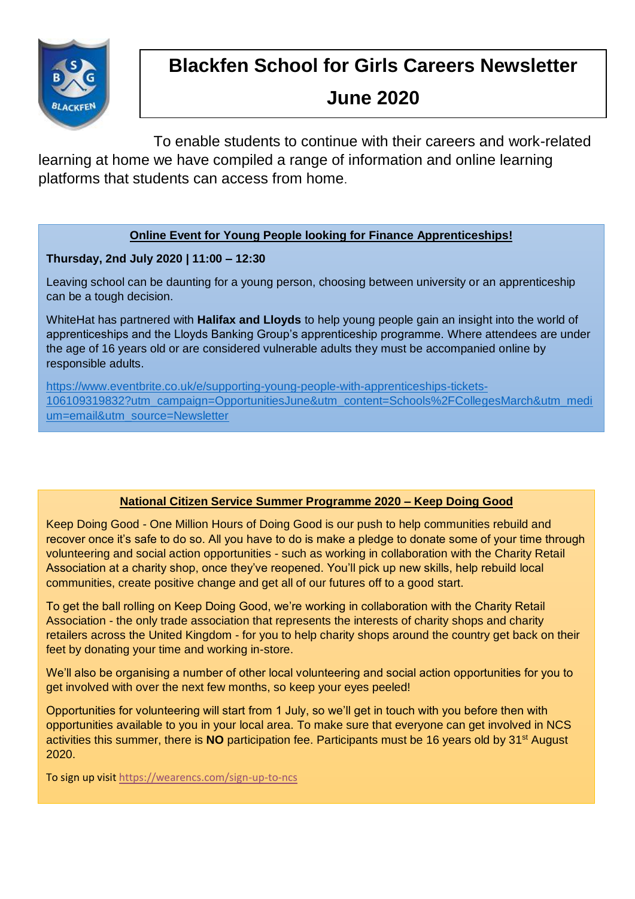# Blackfen School for Girls Careers Newsletter

# June 2020

To enable students to continue with their careers and work-related learning at home we have compiled a range of information and online learning platforms that students can access from home.

## Online Event for Young People looking for Finance Apprenticeships!

**Thursday, 2nd July 2020 | 11:00 – 12:30**

Leaving school can be daunting for a young person, choosing between university or an apprenticeship can be a tough decision.

WhiteHat has partnered with **Halifax and Lloyds** to help young people gain an insight into the world of apprenticeships and the Lloyds Banking Group's apprenticeship programme. Where attendees are under the age of 16 years old or are considered vulnerable adults they must be accompanied online by responsible adults.

https://www.eventbrite.co.uk/e/supporting-young-people-with-apprenticeships-tickets-106109319832?utm_campaign=OpportunitiesJune&utm_content=Schools%2FCollegesMarch&utm_medium=email&utm_source=Newsletter

## National Citizen Service Summer Programme 2020 – Keep Doing Good

Keep Doing Good - One Million Hours of Doing Good is our push to help communities rebuild and recover once it's safe to do so. All you have to do is make a pledge to donate some of your time through volunteering and social action opportunities - such as working in collaboration with the Charity Retail Association at a charity shop, once they've reopened. You'll pick up new skills, help rebuild local communities, create positive change and get all of our futures off to a good start.

To get the ball rolling on Keep Doing Good, we're working in collaboration with the Charity Retail Association - the only trade association that represents the interests of charity shops and charity retailers across the United Kingdom - for you to help charity shops around the country get back on their feet by donating your time and working in-store.

We'll also be organising a number of other local volunteering and social action opportunities for you to get involved with over the next few months, so keep your eyes peeled!

Opportunities for volunteering will start from 1 July, so we'll get in touch with you before then with opportunities available to you in your local area. To make sure that everyone can get involved in NCS activities this summer, there is **NO** participation fee. Participants must be 16 years old by 31st August 2020.

To sign up visit https://wearencs.com/sign-up-to-ncs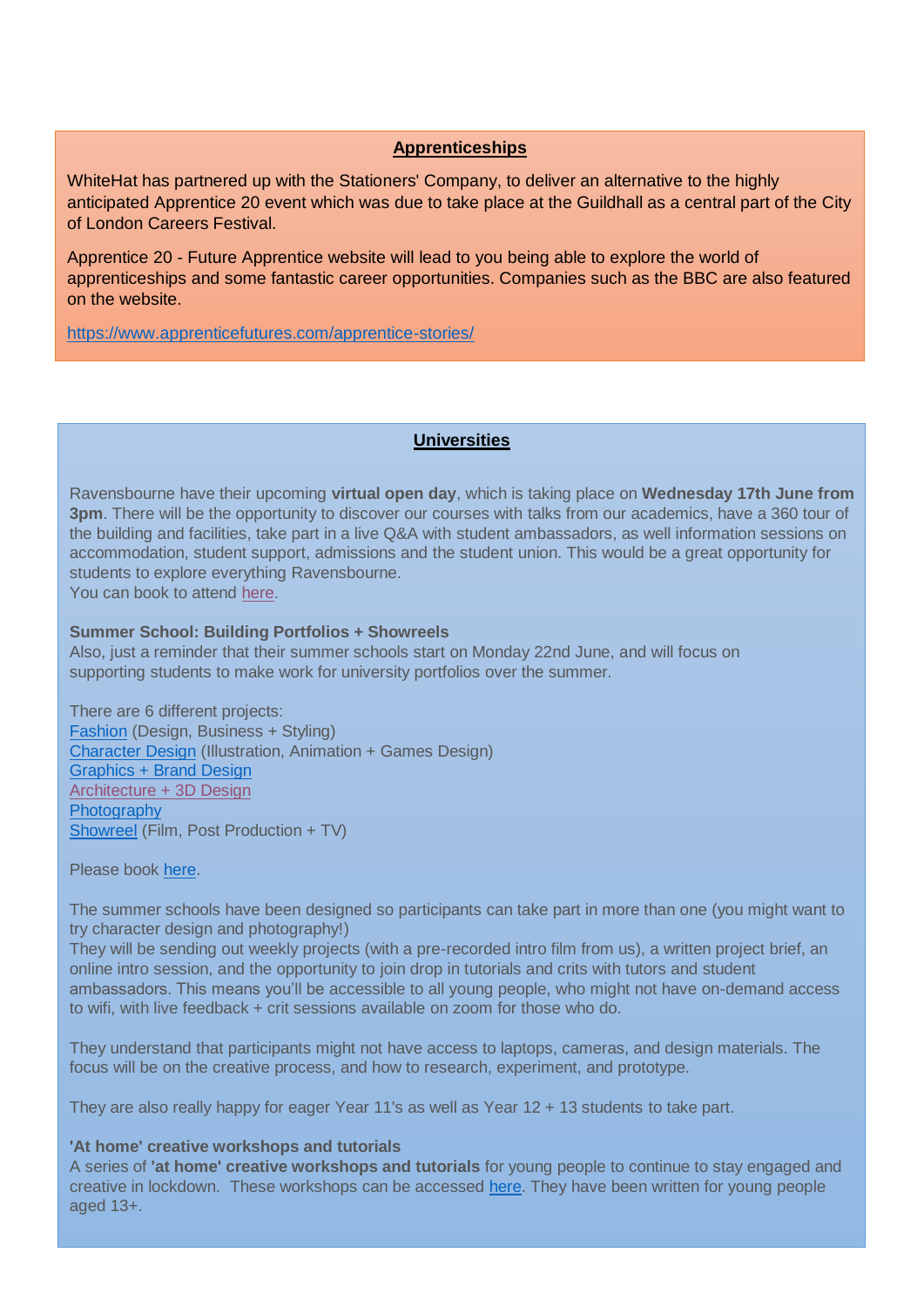## Apprenticeships

WhiteHat has partnered up with the Stationers' Company, to deliver an alternative to the highly anticipated Apprentice 20 event which was due to take place at the Guildhall as a central part of the City of London Careers Festival.

Apprentice 20 - Future Apprentice website will lead to you being able to explore the world of apprenticeships and some fantastic career opportunities. Companies such as the BBC are also featured on the website.

https://www.apprenticefutures.com/apprentice-stories/

## Universities

Ravensbourne have their upcoming **virtual open day**, which is taking place on **Wednesday 17th June from 3pm**. There will be the opportunity to discover our courses with talks from our academics, have a 360 tour of the building and facilities, take part in a live Q&A with student ambassadors, as well information sessions on accommodation, student support, admissions and the student union. This would be a great opportunity for students to explore everything Ravensbourne.
You can book to attend here.

**Summer School: Building Portfolios + Showreels**
Also, just a reminder that their summer schools start on Monday 22nd June, and will focus on supporting students to make work for university portfolios over the summer.

There are 6 different projects:
Fashion (Design, Business + Styling)
Character Design (Illustration, Animation + Games Design)
Graphics + Brand Design
Architecture + 3D Design
Photography
Showreel (Film, Post Production + TV)

Please book here.

The summer schools have been designed so participants can take part in more than one (you might want to try character design and photography!)
They will be sending out weekly projects (with a pre-recorded intro film from us), a written project brief, an online intro session, and the opportunity to join drop in tutorials and crits with tutors and student ambassadors. This means you'll be accessible to all young people, who might not have on-demand access to wifi, with live feedback + crit sessions available on zoom for those who do.

They understand that participants might not have access to laptops, cameras, and design materials. The focus will be on the creative process, and how to research, experiment, and prototype.

They are also really happy for eager Year 11's as well as Year 12 + 13 students to take part.

**'At home' creative workshops and tutorials**
A series of **'at home' creative workshops and tutorials** for young people to continue to stay engaged and creative in lockdown. These workshops can be accessed here. They have been written for young people aged 13+.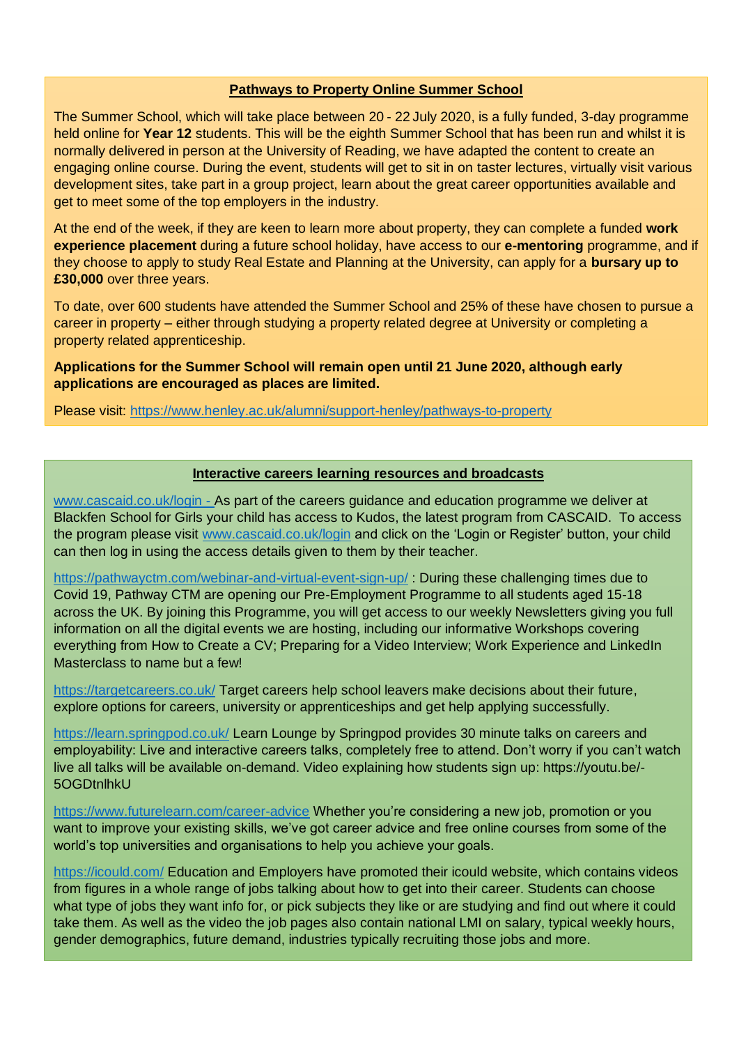## Pathways to Property Online Summer School

The Summer School, which will take place between 20 - 22 July 2020, is a fully funded, 3-day programme held online for **Year 12** students. This will be the eighth Summer School that has been run and whilst it is normally delivered in person at the University of Reading, we have adapted the content to create an engaging online course. During the event, students will get to sit in on taster lectures, virtually visit various development sites, take part in a group project, learn about the great career opportunities available and get to meet some of the top employers in the industry.

At the end of the week, if they are keen to learn more about property, they can complete a funded **work experience placement** during a future school holiday, have access to our **e-mentoring** programme, and if they choose to apply to study Real Estate and Planning at the University, can apply for a **bursary up to £30,000** over three years.

To date, over 600 students have attended the Summer School and 25% of these have chosen to pursue a career in property – either through studying a property related degree at University or completing a property related apprenticeship.

**Applications for the Summer School will remain open until 21 June 2020, although early applications are encouraged as places are limited.**

Please visit: https://www.henley.ac.uk/alumni/support-henley/pathways-to-property

## Interactive careers learning resources and broadcasts

www.cascaid.co.uk/login - As part of the careers guidance and education programme we deliver at Blackfen School for Girls your child has access to Kudos, the latest program from CASCAID. To access the program please visit www.cascaid.co.uk/login and click on the 'Login or Register' button, your child can then log in using the access details given to them by their teacher.

https://pathwayctm.com/webinar-and-virtual-event-sign-up/ : During these challenging times due to Covid 19, Pathway CTM are opening our Pre-Employment Programme to all students aged 15-18 across the UK. By joining this Programme, you will get access to our weekly Newsletters giving you full information on all the digital events we are hosting, including our informative Workshops covering everything from How to Create a CV; Preparing for a Video Interview; Work Experience and LinkedIn Masterclass to name but a few!

https://targetcareers.co.uk/ Target careers help school leavers make decisions about their future, explore options for careers, university or apprenticeships and get help applying successfully.

https://learn.springpod.co.uk/ Learn Lounge by Springpod provides 30 minute talks on careers and employability: Live and interactive careers talks, completely free to attend. Don't worry if you can't watch live all talks will be available on-demand. Video explaining how students sign up: https://youtu.be/-5OGDtnlhkU

https://www.futurelearn.com/career-advice Whether you're considering a new job, promotion or you want to improve your existing skills, we've got career advice and free online courses from some of the world's top universities and organisations to help you achieve your goals.

https://icould.com/ Education and Employers have promoted their icould website, which contains videos from figures in a whole range of jobs talking about how to get into their career. Students can choose what type of jobs they want info for, or pick subjects they like or are studying and find out where it could take them. As well as the video the job pages also contain national LMI on salary, typical weekly hours, gender demographics, future demand, industries typically recruiting those jobs and more.